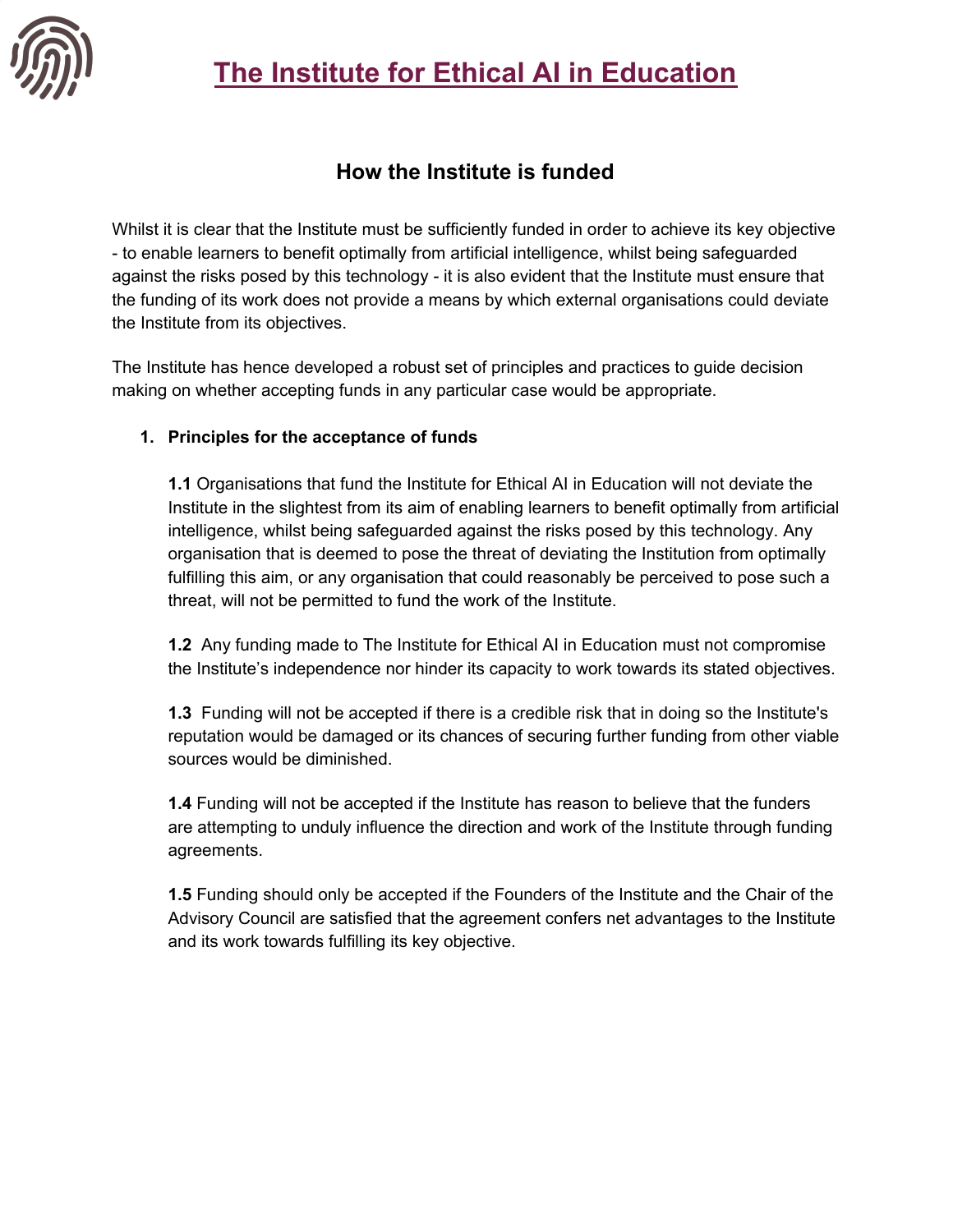# The Institute for Ethical AI in Education

## How the Institute is funded

Whilst it is clear that the Institute must be sufficiently funded in order to achieve its key objective - to enable learners to benefit optimally from artificial intelligence, whilst being safeguarded against the risks posed by this technology - it is also evident that the Institute must ensure that the funding of its work does not provide a means by which external organisations could deviate the Institute from its objectives.

The Institute has hence developed a robust set of principles and practices to guide decision making on whether accepting funds in any particular case would be appropriate.

1. **Principles for the acceptance of funds**

   **1.1** Organisations that fund the Institute for Ethical AI in Education will not deviate the Institute in the slightest from its aim of enabling learners to benefit optimally from artificial intelligence, whilst being safeguarded against the risks posed by this technology. Any organisation that is deemed to pose the threat of deviating the Institution from optimally fulfilling this aim, or any organisation that could reasonably be perceived to pose such a threat, will not be permitted to fund the work of the Institute.

   **1.2** Any funding made to The Institute for Ethical AI in Education must not compromise the Institute's independence nor hinder its capacity to work towards its stated objectives.

   **1.3** Funding will not be accepted if there is a credible risk that in doing so the Institute's reputation would be damaged or its chances of securing further funding from other viable sources would be diminished.

   **1.4** Funding will not be accepted if the Institute has reason to believe that the funders are attempting to unduly influence the direction and work of the Institute through funding agreements.

   **1.5** Funding should only be accepted if the Founders of the Institute and the Chair of the Advisory Council are satisfied that the agreement confers net advantages to the Institute and its work towards fulfilling its key objective.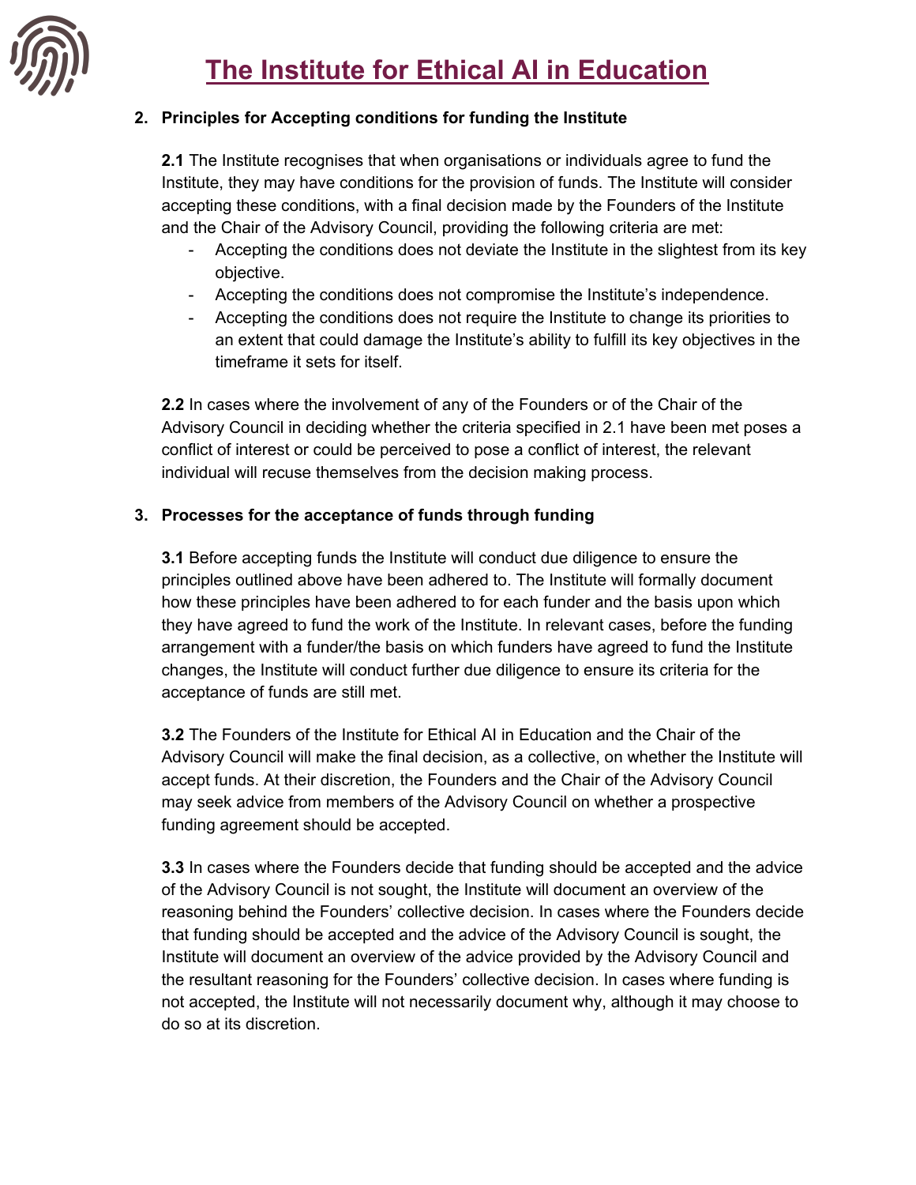# The Institute for Ethical AI in Education

2. **Principles for Accepting conditions for funding the Institute**

   **2.1** The Institute recognises that when organisations or individuals agree to fund the Institute, they may have conditions for the provision of funds. The Institute will consider accepting these conditions, with a final decision made by the Founders of the Institute and the Chair of the Advisory Council, providing the following criteria are met:

   - Accepting the conditions does not deviate the Institute in the slightest from its key objective.
   - Accepting the conditions does not compromise the Institute's independence.
   - Accepting the conditions does not require the Institute to change its priorities to an extent that could damage the Institute's ability to fulfill its key objectives in the timeframe it sets for itself.

   **2.2** In cases where the involvement of any of the Founders or of the Chair of the Advisory Council in deciding whether the criteria specified in 2.1 have been met poses a conflict of interest or could be perceived to pose a conflict of interest, the relevant individual will recuse themselves from the decision making process.

3. **Processes for the acceptance of funds through funding**

   **3.1** Before accepting funds the Institute will conduct due diligence to ensure the principles outlined above have been adhered to. The Institute will formally document how these principles have been adhered to for each funder and the basis upon which they have agreed to fund the work of the Institute. In relevant cases, before the funding arrangement with a funder/the basis on which funders have agreed to fund the Institute changes, the Institute will conduct further due diligence to ensure its criteria for the acceptance of funds are still met.

   **3.2** The Founders of the Institute for Ethical AI in Education and the Chair of the Advisory Council will make the final decision, as a collective, on whether the Institute will accept funds. At their discretion, the Founders and the Chair of the Advisory Council may seek advice from members of the Advisory Council on whether a prospective funding agreement should be accepted.

   **3.3** In cases where the Founders decide that funding should be accepted and the advice of the Advisory Council is not sought, the Institute will document an overview of the reasoning behind the Founders' collective decision. In cases where the Founders decide that funding should be accepted and the advice of the Advisory Council is sought, the Institute will document an overview of the advice provided by the Advisory Council and the resultant reasoning for the Founders' collective decision. In cases where funding is not accepted, the Institute will not necessarily document why, although it may choose to do so at its discretion.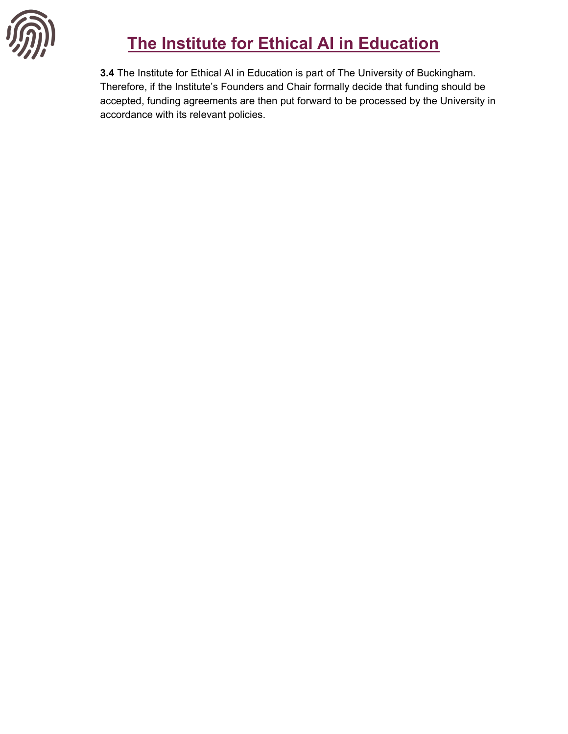**3.4** The Institute for Ethical AI in Education is part of The University of Buckingham. Therefore, if the Institute's Founders and Chair formally decide that funding should be accepted, funding agreements are then put forward to be processed by the University in accordance with its relevant policies.